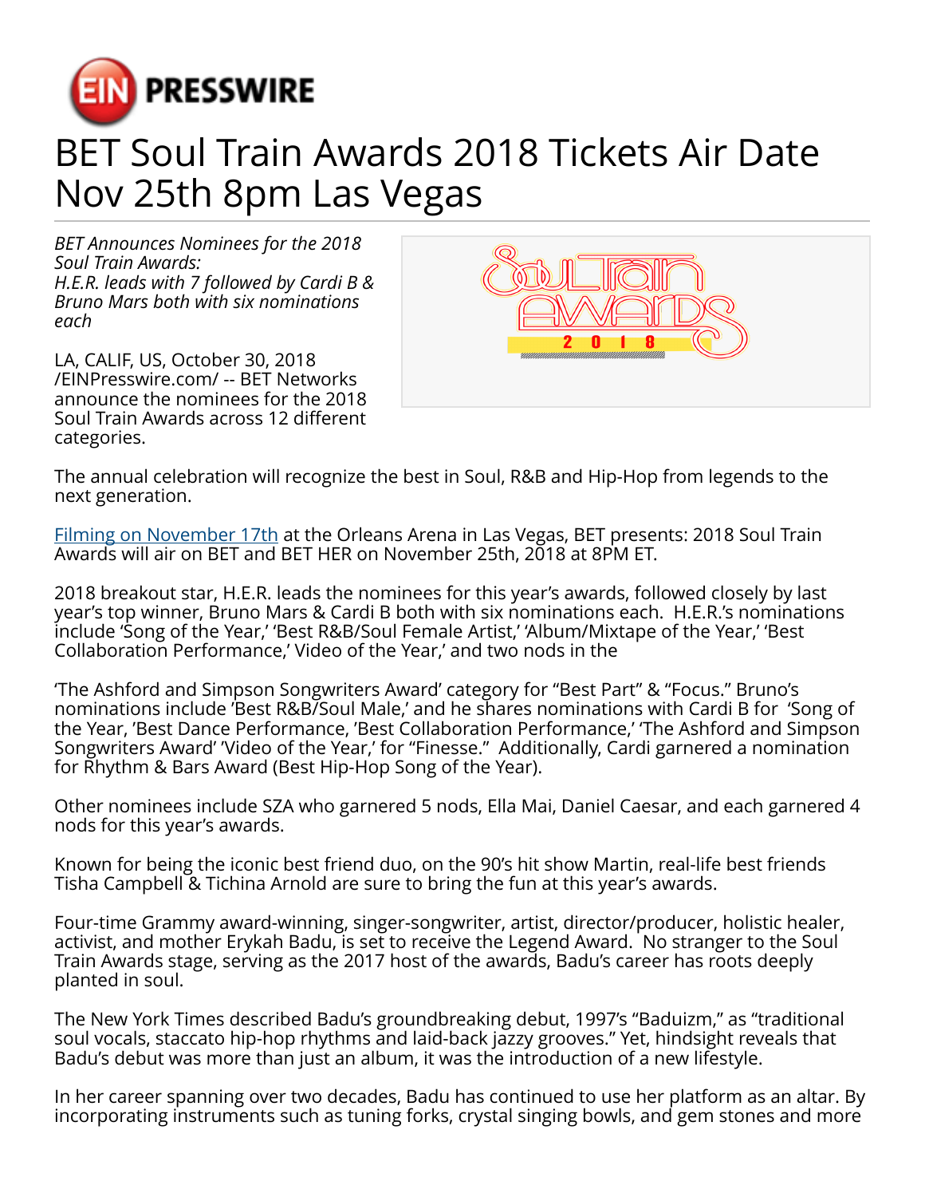# BET Soul Train Awards 2018 Tickets Air Date Nov 25th 8pm Las Vegas

*BET Announces Nominees for the 2018 Soul Train Awards: H.E.R. leads with 7 followed by Cardi B & Bruno Mars both with six nominations each*

LA, CALIF, US, October 30, 2018 /EINPresswire.com/ -- BET Networks announce the nominees for the 2018 Soul Train Awards across 12 different categories.

The annual celebration will recognize the best in Soul, R&B and Hip-Hop from legends to the next generation.

Filming on November 17th at the Orleans Arena in Las Vegas, BET presents: 2018 Soul Train Awards will air on BET and BET HER on November 25th, 2018 at 8PM ET.

2018 breakout star, H.E.R. leads the nominees for this year's awards, followed closely by last year's top winner, Bruno Mars & Cardi B both with six nominations each. H.E.R.'s nominations include 'Song of the Year,' 'Best R&B/Soul Female Artist,' 'Album/Mixtape of the Year,' 'Best Collaboration Performance,' Video of the Year,' and two nods in the

'The Ashford and Simpson Songwriters Award' category for "Best Part" & "Focus." Bruno's nominations include 'Best R&B/Soul Male,' and he shares nominations with Cardi B for 'Song of the Year, 'Best Dance Performance, 'Best Collaboration Performance,' 'The Ashford and Simpson Songwriters Award' 'Video of the Year,' for "Finesse." Additionally, Cardi garnered a nomination for Rhythm & Bars Award (Best Hip-Hop Song of the Year).

Other nominees include SZA who garnered 5 nods, Ella Mai, Daniel Caesar, and each garnered 4 nods for this year's awards.

Known for being the iconic best friend duo, on the 90's hit show Martin, real-life best friends Tisha Campbell & Tichina Arnold are sure to bring the fun at this year's awards.

Four-time Grammy award-winning, singer-songwriter, artist, director/producer, holistic healer, activist, and mother Erykah Badu, is set to receive the Legend Award. No stranger to the Soul Train Awards stage, serving as the 2017 host of the awards, Badu's career has roots deeply planted in soul.

The New York Times described Badu's groundbreaking debut, 1997's "Baduizm," as "traditional soul vocals, staccato hip-hop rhythms and laid-back jazzy grooves." Yet, hindsight reveals that Badu's debut was more than just an album, it was the introduction of a new lifestyle.

In her career spanning over two decades, Badu has continued to use her platform as an altar. By incorporating instruments such as tuning forks, crystal singing bowls, and gem stones and more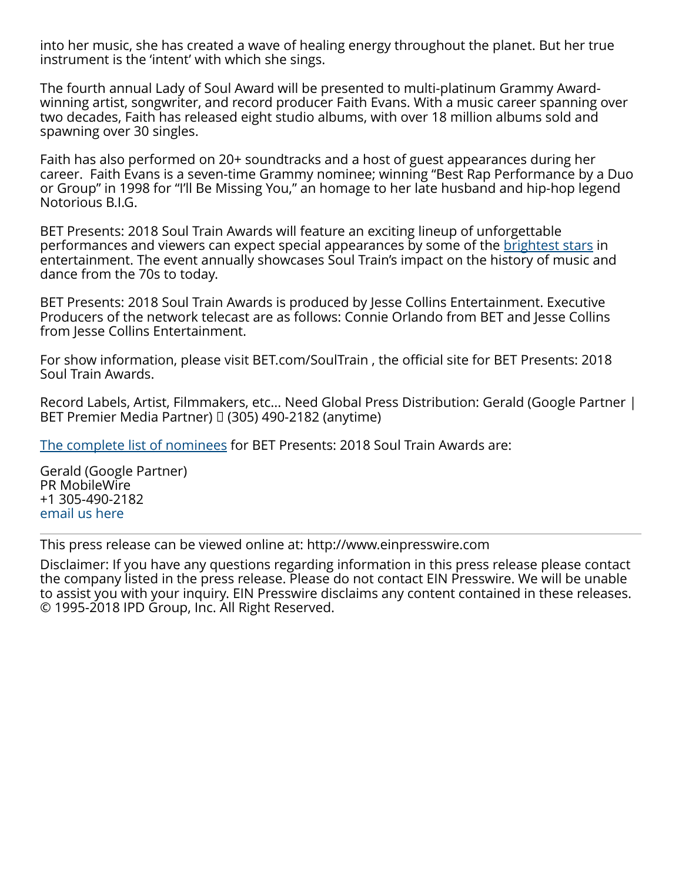into her music, she has created a wave of healing energy throughout the planet. But her true instrument is the ‘intent’ with which she sings.

The fourth annual Lady of Soul Award will be presented to multi-platinum Grammy Award-winning artist, songwriter, and record producer Faith Evans. With a music career spanning over two decades, Faith has released eight studio albums, with over 18 million albums sold and spawning over 30 singles.

Faith has also performed on 20+ soundtracks and a host of guest appearances during her career. Faith Evans is a seven-time Grammy nominee; winning “Best Rap Performance by a Duo or Group” in 1998 for “I’ll Be Missing You,” an homage to her late husband and hip-hop legend Notorious B.I.G.

BET Presents: 2018 Soul Train Awards will feature an exciting lineup of unforgettable performances and viewers can expect special appearances by some of the brightest stars in entertainment. The event annually showcases Soul Train’s impact on the history of music and dance from the 70s to today.

BET Presents: 2018 Soul Train Awards is produced by Jesse Collins Entertainment. Executive Producers of the network telecast are as follows: Connie Orlando from BET and Jesse Collins from Jesse Collins Entertainment.

For show information, please visit BET.com/SoulTrain , the official site for BET Presents: 2018 Soul Train Awards.

Record Labels, Artist, Filmmakers, etc... Need Global Press Distribution: Gerald (Google Partner | BET Premier Media Partner)  (305) 490-2182 (anytime)

The complete list of nominees for BET Presents: 2018 Soul Train Awards are:

Gerald (Google Partner)
PR MobileWire
+1 305-490-2182
email us here

---

This press release can be viewed online at: http://www.einpresswire.com

Disclaimer: If you have any questions regarding information in this press release please contact the company listed in the press release. Please do not contact EIN Presswire. We will be unable to assist you with your inquiry. EIN Presswire disclaims any content contained in these releases. © 1995-2018 IPD Group, Inc. All Right Reserved.